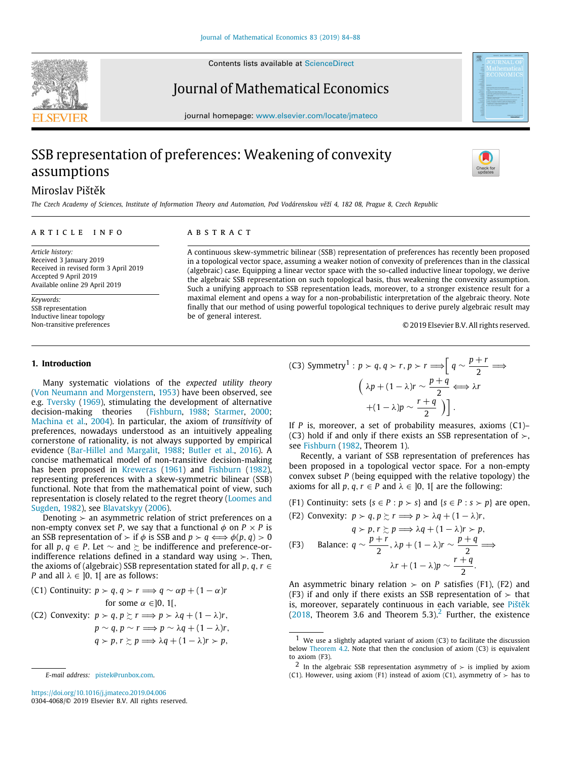# SSB representation of preferences: Weakening of convexity assumptions

Miroslav Pištěk

*The Czech Academy of Sciences, Institute of Information Theory and Automation, Pod Vodárenskou věží 4, 182 08, Prague 8, Czech Republic*

**ARTICLE INFO**

*Article history:*
Received 3 January 2019
Received in revised form 3 April 2019
Accepted 9 April 2019
Available online 29 April 2019

*Keywords:*
SSB representation
Inductive linear topology
Non-transitive preferences

**ABSTRACT**

A continuous skew-symmetric bilinear (SSB) representation of preferences has recently been proposed in a topological vector space, assuming a weaker notion of convexity of preferences than in the classical (algebraic) case. Equipping a linear vector space with the so-called inductive linear topology, we derive the algebraic SSB representation on such topological basis, thus weakening the convexity assumption. Such a unifying approach to SSB representation leads, moreover, to a stronger existence result for a maximal element and opens a way for a non-probabilistic interpretation of the algebraic theory. Note finally that our method of using powerful topological techniques to derive purely algebraic result may be of general interest.

© 2019 Elsevier B.V. All rights reserved.

## 1. Introduction

Many systematic violations of the *expected utility theory* (Von Neumann and Morgenstern, 1953) have been observed, see e.g. Tversky (1969), stimulating the development of alternative decision-making theories (Fishburn, 1988; Starmer, 2000; Machina et al., 2004). In particular, the axiom of *transitivity* of preferences, nowadays understood as an intuitively appealing cornerstone of rationality, is not always supported by empirical evidence (Bar-Hillel and Margalit, 1988; Butler et al., 2016). A concise mathematical model of non-transitive decision-making has been proposed in Kreweras (1961) and Fishburn (1982), representing preferences with a skew-symmetric bilinear (SSB) functional. Note that from the mathematical point of view, such representation is closely related to the regret theory (Loomes and Sugden, 1982), see Blavatskyy (2006).

Denoting $\succ$ an asymmetric relation of strict preferences on a non-empty convex set $P$, we say that a functional $\phi$ on $P \times P$ is an SSB representation of $\succ$ if $\phi$ is SSB and $p \succ q \iff \phi(p, q) > 0$ for all $p, q \in P$. Let $\sim$ and $\succsim$ be indifference and preference-or-indifference relations defined in a standard way using $\succ$. Then, the axioms of (algebraic) SSB representation stated for all $p, q, r \in P$ and all $\lambda \in ]0, 1[$ are as follows:

(C1) Continuity: $p \succ q, q \succ r \implies q \sim \alpha p + (1 - \alpha)r$ for some $\alpha \in ]0, 1[$,

(C2) Convexity: $p \succ q, p \succsim r \implies p \succ \lambda q + (1 - \lambda)r$,
$p \sim q, p \sim r \implies p \sim \lambda q + (1 - \lambda)r$,
$q \succ p, r \succsim p \implies \lambda q + (1 - \lambda)r \succ p$,

(C3) Symmetry[1] : $p \succ q, q \succ r, p \succ r \implies \left[ q \sim \frac{p+r}{2} \implies \left( \lambda p + (1 - \lambda)r \sim \frac{p+q}{2} \iff \lambda r + (1 - \lambda)p \sim \frac{r+q}{2} \right) \right]$.

If $P$ is, moreover, a set of probability measures, axioms (C1)–(C3) hold if and only if there exists an SSB representation of $\succ$, see Fishburn (1982, Theorem 1).

Recently, a variant of SSB representation of preferences has been proposed in a topological vector space. For a non-empty convex subset $P$ (being equipped with the relative topology) the axioms for all $p, q, r \in P$ and $\lambda \in ]0, 1[$ are the following:

(F1) Continuity: sets $\{s \in P : p \succ s\}$ and $\{s \in P : s \succ p\}$ are open,

(F2) Convexity: $p \succ q, p \succsim r \implies p \succ \lambda q + (1 - \lambda)r$,
$q \succ p, r \succsim p \implies \lambda q + (1 - \lambda)r \succ p$,

(F3) Balance: $q \sim \frac{p+r}{2}, \lambda p + (1 - \lambda)r \sim \frac{p+q}{2} \implies \lambda r + (1 - \lambda)p \sim \frac{r+q}{2}$.

An asymmetric binary relation $\succ$ on $P$ satisfies (F1), (F2) and (F3) if and only if there exists an SSB representation of $\succ$ that is, moreover, separately continuous in each variable, see Pištěk (2018, Theorem 3.6 and Theorem 5.3).[2] Further, the existence

[1] We use a slightly adapted variant of axiom (C3) to facilitate the discussion below Theorem 4.2. Note that then the conclusion of axiom (C3) is equivalent to axiom (F3).

[2] In the algebraic SSB representation asymmetry of $\succ$ is implied by axiom (C1). However, using axiom (F1) instead of axiom (C1), asymmetry of $\succ$ has to

E-mail address: pistek@runbox.com.

https://doi.org/10.1016/j.jmateco.2019.04.006
0304-4068/© 2019 Elsevier B.V. All rights reserved.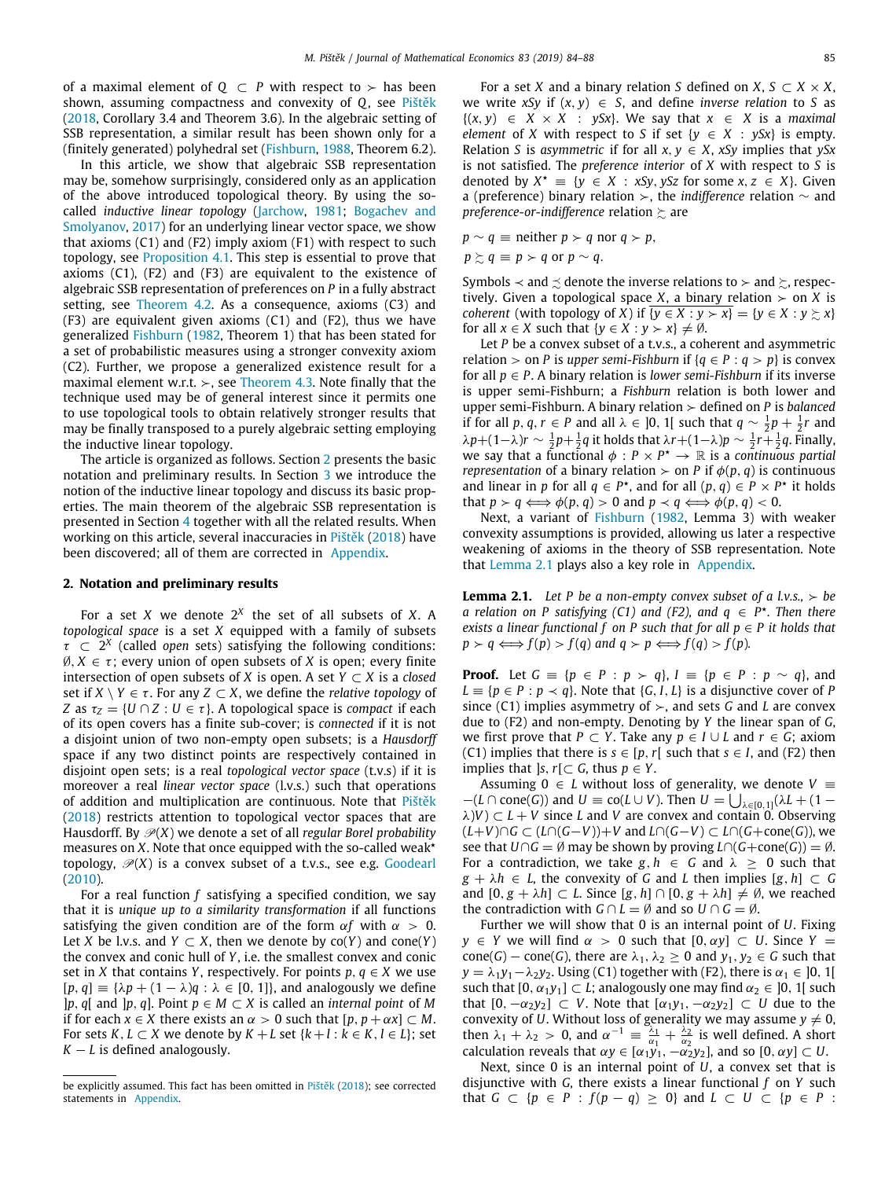of a maximal element of $Q \subset P$ with respect to $\succ$ has been shown, assuming compactness and convexity of $Q$, see Pištěk (2018, Corollary 3.4 and Theorem 3.6). In the algebraic setting of SSB representation, a similar result has been shown only for a (finitely generated) polyhedral set (Fishburn, 1988, Theorem 6.2).

In this article, we show that algebraic SSB representation may be, somehow surprisingly, considered only as an application of the above introduced topological theory. By using the so-called *inductive linear topology* (Jarchow, 1981; Bogachev and Smolyanov, 2017) for an underlying linear vector space, we show that axioms (C1) and (F2) imply axiom (F1) with respect to such topology, see Proposition 4.1. This step is essential to prove that axioms (C1), (F2) and (F3) are equivalent to the existence of algebraic SSB representation of preferences on $P$ in a fully abstract setting, see Theorem 4.2. As a consequence, axioms (C3) and (F3) are equivalent given axioms (C1) and (F2), thus we have generalized Fishburn (1982, Theorem 1) that has been stated for a set of probabilistic measures using a stronger convexity axiom (C2). Further, we propose a generalized existence result for a maximal element w.r.t. $\succ$, see Theorem 4.3. Note finally that the technique used may be of general interest since it permits one to use topological tools to obtain relatively stronger results that may be finally transposed to a purely algebraic setting employing the inductive linear topology.

The article is organized as follows. Section 2 presents the basic notation and preliminary results. In Section 3 we introduce the notion of the inductive linear topology and discuss its basic properties. The main theorem of the algebraic SSB representation is presented in Section 4 together with all the related results. When working on this article, several inaccuracies in Pištěk (2018) have been discovered; all of them are corrected in Appendix.

## 2. Notation and preliminary results

For a set $X$ we denote $2^X$ the set of all subsets of $X$. A *topological space* is a set $X$ equipped with a family of subsets $\tau \subset 2^X$ (called *open* sets) satisfying the following conditions: $\emptyset, X \in \tau$; every union of open subsets of $X$ is open; every finite intersection of open subsets of $X$ is open. A set $Y \subset X$ is a *closed* set if $X \setminus Y \in \tau$. For any $Z \subset X$, we define the *relative topology* of $Z$ as $\tau_Z = \{U \cap Z : U \in \tau\}$. A topological space is *compact* if each of its open covers has a finite sub-cover; is *connected* if it is not a disjoint union of two non-empty open subsets; is a *Hausdorff* space if any two distinct points are respectively contained in disjoint open sets; is a real *topological vector space* (t.v.s.) if it is moreover a real *linear vector space* (l.v.s.) such that operations of addition and multiplication are continuous. Note that Pištěk (2018) restricts attention to topological vector spaces that are Hausdorff. By $\mathscr{P}(X)$ we denote a set of all *regular Borel probability* measures on $X$. Note that once equipped with the so-called weak* topology, $\mathscr{P}(X)$ is a convex subset of a t.v.s., see e.g. Goodearl (2010).

For a real function $f$ satisfying a specified condition, we say that it is *unique up to a similarity transformation* if all functions satisfying the given condition are of the form $\alpha f$ with $\alpha > 0$. Let $X$ be l.v.s. and $Y \subset X$, then we denote by $\mathrm{co}(Y)$ and $\mathrm{cone}(Y)$ the convex and conic hull of $Y$, i.e. the smallest convex and conic set in $X$ that contains $Y$, respectively. For points $p, q \in X$ we use $[p, q] \equiv \{\lambda p + (1 - \lambda)q : \lambda \in [0, 1]\}$, and analogously we define $]p, q[$ and $]p, q]$. Point $p \in M \subset X$ is called an *internal point* of $M$ if for each $x \in X$ there exists an $\alpha > 0$ such that $[p, p + \alpha x] \subset M$. For sets $K, L \subset X$ we denote by $K + L$ set $\{k + l : k \in K, l \in L\}$; set $K - L$ is defined analogously.

---

be explicitly assumed. This fact has been omitted in Pištěk (2018); see corrected statements in Appendix.

---

For a set $X$ and a binary relation $S$ defined on $X$, $S \subset X \times X$, we write $xSy$ if $(x, y) \in S$, and define *inverse relation* to $S$ as $\{(x, y) \in X \times X : ySx\}$. We say that $x \in X$ is a *maximal element* of $X$ with respect to $S$ if set $\{y \in X : ySx\}$ is empty. Relation $S$ is *asymmetric* if for all $x, y \in X$, $xSy$ implies that $ySx$ is not satisfied. The *preference interior* of $X$ with respect to $S$ is denoted by $X^\star \equiv \{y \in X : xSy, ySz \text{ for some } x, z \in X\}$. Given a (preference) binary relation $\succ$, the *indifference* relation $\sim$ and *preference-or-indifference* relation $\succsim$ are

$$p \sim q \equiv \text{neither } p \succ q \text{ nor } q \succ p,$$

$$p \succsim q \equiv p \succ q \text{ or } p \sim q.$$

Symbols $\prec$ and $\precsim$ denote the inverse relations to $\succ$ and $\succsim$, respectively. Given a topological space $X$, a binary relation $\succ$ on $X$ is *coherent* (with topology of $X$) if $\overline{\{y \in X : y \succ x\}} = \{y \in X : y \succsim x\}$ for all $x \in X$ such that $\{y \in X : y \succ x\} \neq \emptyset$.

Let $P$ be a convex subset of a t.v.s., a coherent and asymmetric relation $\succ$ on $P$ is *upper semi-Fishburn* if $\{q \in P : q \succ p\}$ is convex for all $p \in P$. A binary relation is *lower semi-Fishburn* if its inverse is upper semi-Fishburn; a *Fishburn* relation is both lower and upper semi-Fishburn. A binary relation $\succ$ defined on $P$ is *balanced* if for all $p, q, r \in P$ and all $\lambda \in ]0, 1[$ such that $q \sim \frac{1}{2}p + \frac{1}{2}r$ and $\lambda p + (1-\lambda)r \sim \frac{1}{2}p + \frac{1}{2}q$ it holds that $\lambda r + (1-\lambda)p \sim \frac{1}{2}r + \frac{1}{2}q$. Finally, we say that a functional $\phi : P \times P^\star \to \mathbb{R}$ is a *continuous partial representation* of a binary relation $\succ$ on $P$ if $\phi(p, q)$ is continuous and linear in $p$ for all $q \in P^\star$, and for all $(p, q) \in P \times P^\star$ it holds that $p \succ q \iff \phi(p, q) > 0$ and $p \prec q \iff \phi(p, q) < 0$.

Next, a variant of Fishburn (1982, Lemma 3) with weaker convexity assumptions is provided, allowing us later a respective weakening of axioms in the theory of SSB representation. Note that Lemma 2.1 plays also a key role in Appendix.

**Lemma 2.1.** *Let $P$ be a non-empty convex subset of a l.v.s., $\succ$ be a relation on $P$ satisfying (C1) and (F2), and $q \in P^\star$. Then there exists a linear functional $f$ on $P$ such that for all $p \in P$ it holds that $p \succ q \iff f(p) > f(q)$ and $q \succ p \iff f(q) > f(p)$.*

**Proof.** Let $G \equiv \{p \in P : p \succ q\}$, $I \equiv \{p \in P : p \sim q\}$, and $L \equiv \{p \in P : p \prec q\}$. Note that $\{G, I, L\}$ is a disjunctive cover of $P$ since (C1) implies asymmetry of $\succ$, and sets $G$ and $L$ are convex due to (F2) and non-empty. Denoting by $Y$ the linear span of $G$, we first prove that $P \subset Y$. Take any $p \in I \cup L$ and $r \in G$; axiom (C1) implies that there is $s \in [p, r[$ such that $s \in I$, and (F2) then implies that $]s, r[ \subset G$, thus $p \in Y$.

Assuming $0 \in L$ without loss of generality, we denote $V \equiv -(L \cap \mathrm{cone}(G))$ and $U \equiv \mathrm{co}(L \cup V)$. Then $U = \bigcup_{\lambda \in [0,1]} (\lambda L + (1 - \lambda)V) \subset L + V$ since $L$ and $V$ are convex and contain 0. Observing $(L+V) \cap G \subset (L \cap (G - V)) + V$ and $L \cap (G - V) \subset L \cap (G + \mathrm{cone}(G))$, we see that $U \cap G = \emptyset$ may be shown by proving $L \cap (G + \mathrm{cone}(G)) = \emptyset$. For a contradiction, we take $g, h \in G$ and $\lambda \geq 0$ such that $g + \lambda h \in L$, the convexity of $G$ and $L$ then implies $[g, h] \subset G$ and $[0, g + \lambda h] \subset L$. Since $[g, h] \cap [0, g + \lambda h] \neq \emptyset$, we reached the contradiction with $G \cap L = \emptyset$ and so $U \cap G = \emptyset$.

Further we will show that 0 is an internal point of $U$. Fixing $y \in Y$ we will find $\alpha > 0$ such that $[0, \alpha y] \subset U$. Since $Y = \mathrm{cone}(G) - \mathrm{cone}(G)$, there are $\lambda_1, \lambda_2 \geq 0$ and $y_1, y_2 \in G$ such that $y = \lambda_1 y_1 - \lambda_2 y_2$. Using (C1) together with (F2), there is $\alpha_1 \in ]0, 1[$ such that $[0, \alpha_1 y_1] \subset L$; analogously one may find $\alpha_2 \in ]0, 1[$ such that $[0, -\alpha_2 y_2] \subset V$. Note that $[\alpha_1 y_1, -\alpha_2 y_2] \subset U$ due to the convexity of $U$. Without loss of generality we may assume $y \neq 0$, then $\lambda_1 + \lambda_2 > 0$, and $\alpha^{-1} \equiv \frac{\lambda_1}{\alpha_1} + \frac{\lambda_2}{\alpha_2}$ is well defined. A short calculation reveals that $\alpha y \in [\alpha_1 y_1, -\alpha_2 y_2]$, and so $[0, \alpha y] \subset U$.

Next, since 0 is an internal point of $U$, a convex set that is disjunctive with $G$, there exists a linear functional $f$ on $Y$ such that $G \subset \{p \in P : f(p - q) \geq 0\}$ and $L \subset U \subset \{p \in P :$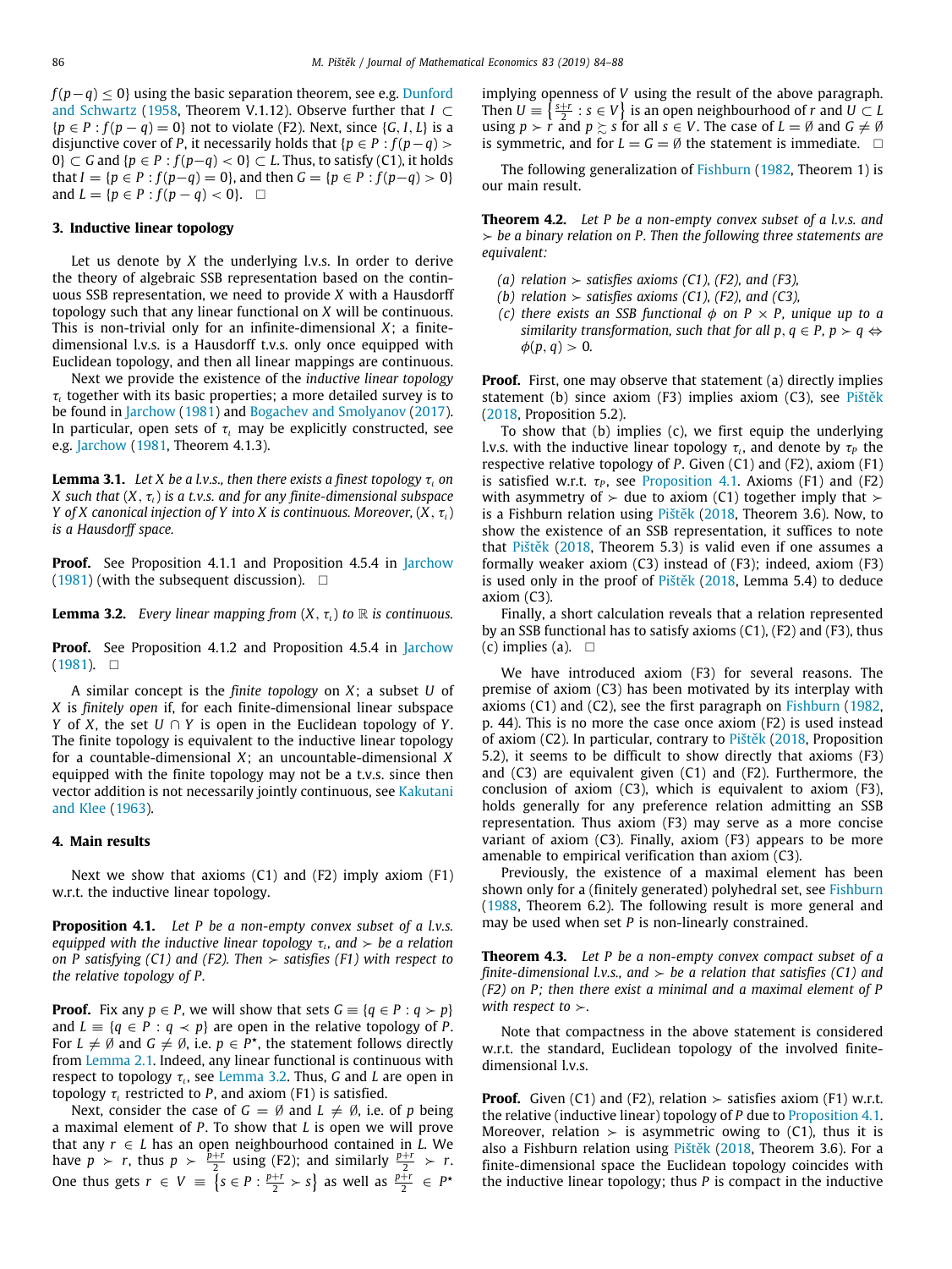$f(p-q) \leq 0\}$ using the basic separation theorem, see e.g. Dunford and Schwartz (1958, Theorem V.1.12). Observe further that $I \subset \{p \in P : f(p-q) = 0\}$ not to violate (F2). Next, since $\{G, I, L\}$ is a disjunctive cover of $P$, it necessarily holds that $\{p \in P : f(p-q) > 0\} \subset G$ and $\{p \in P : f(p-q) < 0\} \subset L$. Thus, to satisfy (C1), it holds that $I = \{p \in P : f(p-q) = 0\}$, and then $G = \{p \in P : f(p-q) > 0\}$ and $L = \{p \in P : f(p-q) < 0\}$. $\square$

## 3. Inductive linear topology

Let us denote by $X$ the underlying l.v.s. In order to derive the theory of algebraic SSB representation based on the continuous SSB representation, we need to provide $X$ with a Hausdorff topology such that any linear functional on $X$ will be continuous. This is non-trivial only for an infinite-dimensional $X$; a finite-dimensional l.v.s. is a Hausdorff t.v.s. only once equipped with Euclidean topology, and then all linear mappings are continuous.

Next we provide the existence of the *inductive linear topology* $\tau_\iota$ together with its basic properties; a more detailed survey is to be found in Jarchow (1981) and Bogachev and Smolyanov (2017). In particular, open sets of $\tau_\iota$ may be explicitly constructed, see e.g. Jarchow (1981, Theorem 4.1.3).

**Lemma 3.1.** *Let $X$ be a l.v.s., then there exists a finest topology $\tau_\iota$ on $X$ such that $(X, \tau_\iota)$ is a t.v.s. and for any finite-dimensional subspace $Y$ of $X$ canonical injection of $Y$ into $X$ is continuous. Moreover, $(X, \tau_\iota)$ is a Hausdorff space.*

**Proof.** See Proposition 4.1.1 and Proposition 4.5.4 in Jarchow (1981) (with the subsequent discussion). $\square$

**Lemma 3.2.** *Every linear mapping from $(X, \tau_\iota)$ to $\mathbb{R}$ is continuous.*

**Proof.** See Proposition 4.1.2 and Proposition 4.5.4 in Jarchow (1981). $\square$

A similar concept is the *finite topology* on $X$; a subset $U$ of $X$ is *finitely open* if, for each finite-dimensional linear subspace $Y$ of $X$, the set $U \cap Y$ is open in the Euclidean topology of $Y$. The finite topology is equivalent to the inductive linear topology for a countable-dimensional $X$; an uncountable-dimensional $X$ equipped with the finite topology may not be a t.v.s. since then vector addition is not necessarily jointly continuous, see Kakutani and Klee (1963).

## 4. Main results

Next we show that axioms (C1) and (F2) imply axiom (F1) w.r.t. the inductive linear topology.

**Proposition 4.1.** *Let $P$ be a non-empty convex subset of a l.v.s. equipped with the inductive linear topology $\tau_\iota$, and $\succ$ be a relation on $P$ satisfying (C1) and (F2). Then $\succ$ satisfies (F1) with respect to the relative topology of $P$.*

**Proof.** Fix any $p \in P$, we will show that sets $G \equiv \{q \in P : q \succ p\}$ and $L \equiv \{q \in P : q \prec p\}$ are open in the relative topology of $P$. For $L \neq \emptyset$ and $G \neq \emptyset$, i.e. $p \in P^\star$, the statement follows directly from Lemma 2.1. Indeed, any linear functional is continuous with respect to topology $\tau_\iota$, see Lemma 3.2. Thus, $G$ and $L$ are open in topology $\tau_\iota$ restricted to $P$, and axiom (F1) is satisfied.

Next, consider the case of $G = \emptyset$ and $L \neq \emptyset$, i.e. of $p$ being a maximal element of $P$. To show that $L$ is open we will prove that any $r \in L$ has an open neighbourhood contained in $L$. We have $p \succ r$, thus $p \succ \frac{p+r}{2}$ using (F2); and similarly $\frac{p+r}{2} \succ r$. One thus gets $r \in V \equiv \left\{s \in P : \frac{p+r}{2} \succ s\right\}$ as well as $\frac{p+r}{2} \in P^\star$ implying openness of $V$ using the result of the above paragraph. Then $U \equiv \left\{\frac{s+r}{2} : s \in V\right\}$ is an open neighbourhood of $r$ and $U \subset L$ using $p \succ r$ and $p \succsim s$ for all $s \in V$. The case of $L = \emptyset$ and $G \neq \emptyset$ is symmetric, and for $L = G = \emptyset$ the statement is immediate. $\square$

The following generalization of Fishburn (1982, Theorem 1) is our main result.

**Theorem 4.2.** *Let $P$ be a non-empty convex subset of a l.v.s. and $\succ$ be a binary relation on $P$. Then the following three statements are equivalent:*

*(a) relation $\succ$ satisfies axioms (C1), (F2), and (F3),*
*(b) relation $\succ$ satisfies axioms (C1), (F2), and (C3),*
*(c) there exists an SSB functional $\phi$ on $P \times P$, unique up to a similarity transformation, such that for all $p, q \in P$, $p \succ q \Leftrightarrow \phi(p, q) > 0$.*

**Proof.** First, one may observe that statement (a) directly implies statement (b) since axiom (F3) implies axiom (C3), see Pištěk (2018, Proposition 5.2).

To show that (b) implies (c), we first equip the underlying l.v.s. with the inductive linear topology $\tau_\iota$, and denote by $\tau_P$ the respective relative topology of $P$. Given (C1) and (F2), axiom (F1) is satisfied w.r.t. $\tau_P$, see Proposition 4.1. Axioms (F1) and (F2) with asymmetry of $\succ$ due to axiom (C1) together imply that $\succ$ is a Fishburn relation using Pištěk (2018, Theorem 3.6). Now, to show the existence of an SSB representation, it suffices to note that Pištěk (2018, Theorem 5.3) is valid even if one assumes a formally weaker axiom (C3) instead of (F3); indeed, axiom (F3) is used only in the proof of Pištěk (2018, Lemma 5.4) to deduce axiom (C3).

Finally, a short calculation reveals that a relation represented by an SSB functional has to satisfy axioms (C1), (F2) and (F3), thus (c) implies (a). $\square$

We have introduced axiom (F3) for several reasons. The premise of axiom (C3) has been motivated by its interplay with axioms (C1) and (C2), see the first paragraph on Fishburn (1982, p. 44). This is no more the case once axiom (F2) is used instead of axiom (C2). In particular, contrary to Pištěk (2018, Proposition 5.2), it seems to be difficult to show directly that axioms (F3) and (C3) are equivalent given (C1) and (F2). Furthermore, the conclusion of axiom (C3), which is equivalent to axiom (F3), holds generally for any preference relation admitting an SSB representation. Thus axiom (F3) may serve as a more concise variant of axiom (C3). Finally, axiom (F3) appears to be more amenable to empirical verification than axiom (C3).

Previously, the existence of a maximal element has been shown only for a (finitely generated) polyhedral set, see Fishburn (1988, Theorem 6.2). The following result is more general and may be used when set $P$ is non-linearly constrained.

**Theorem 4.3.** *Let $P$ be a non-empty convex compact subset of a finite-dimensional l.v.s., and $\succ$ be a relation that satisfies (C1) and (F2) on $P$; then there exist a minimal and a maximal element of $P$ with respect to $\succ$.*

Note that compactness in the above statement is considered w.r.t. the standard, Euclidean topology of the involved finite-dimensional l.v.s.

**Proof.** Given (C1) and (F2), relation $\succ$ satisfies axiom (F1) w.r.t. the relative (inductive linear) topology of $P$ due to Proposition 4.1. Moreover, relation $\succ$ is asymmetric owing to (C1), thus it is also a Fishburn relation using Pištěk (2018, Theorem 3.6). For a finite-dimensional space the Euclidean topology coincides with the inductive linear topology; thus $P$ is compact in the inductive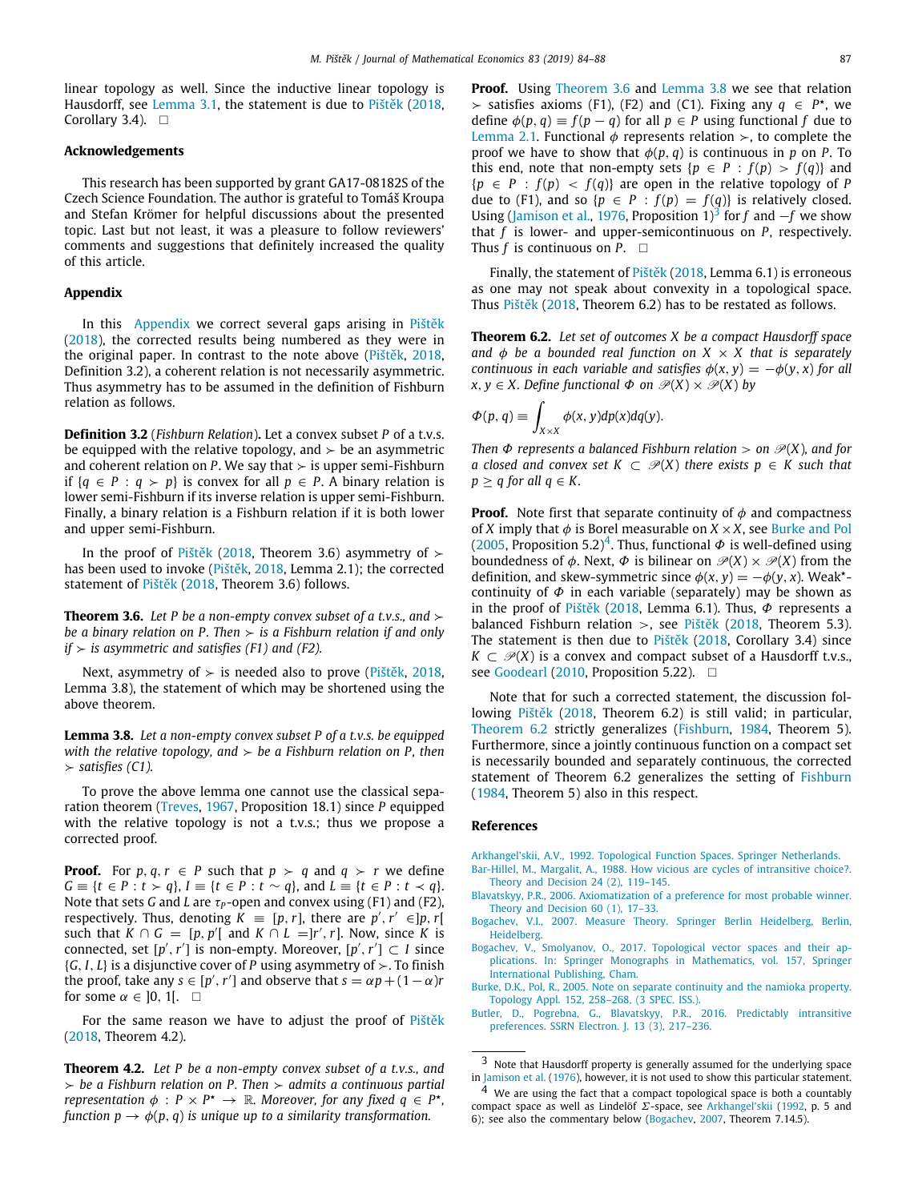linear topology as well. Since the inductive linear topology is Hausdorff, see Lemma 3.1, the statement is due to Pištěk (2018, Corollary 3.4). □

## Acknowledgements

This research has been supported by grant GA17-08182S of the Czech Science Foundation. The author is grateful to Tomáš Kroupa and Stefan Krömer for helpful discussions about the presented topic. Last but not least, it was a pleasure to follow reviewers' comments and suggestions that definitely increased the quality of this article.

## Appendix

In this Appendix we correct several gaps arising in Pištěk (2018), the corrected results being numbered as they were in the original paper. In contrast to the note above (Pištěk, 2018, Definition 3.2), a coherent relation is not necessarily asymmetric. Thus asymmetry has to be assumed in the definition of Fishburn relation as follows.

**Definition 3.2** (*Fishburn Relation*)**.** Let a convex subset $P$ of a t.v.s. be equipped with the relative topology, and $\succ$ be an asymmetric and coherent relation on $P$. We say that $\succ$ is upper semi-Fishburn if $\{q \in P : q \succ p\}$ is convex for all $p \in P$. A binary relation is lower semi-Fishburn if its inverse relation is upper semi-Fishburn. Finally, a binary relation is a Fishburn relation if it is both lower and upper semi-Fishburn.

In the proof of Pištěk (2018, Theorem 3.6) asymmetry of $\succ$ has been used to invoke (Pištěk, 2018, Lemma 2.1); the corrected statement of Pištěk (2018, Theorem 3.6) follows.

**Theorem 3.6.** *Let $P$ be a non-empty convex subset of a t.v.s., and $\succ$ be a binary relation on $P$. Then $\succ$ is a Fishburn relation if and only if $\succ$ is asymmetric and satisfies (F1) and (F2).*

Next, asymmetry of $\succ$ is needed also to prove (Pištěk, 2018, Lemma 3.8), the statement of which may be shortened using the above theorem.

**Lemma 3.8.** *Let a non-empty convex subset $P$ of a t.v.s. be equipped with the relative topology, and $\succ$ be a Fishburn relation on $P$, then $\succ$ satisfies (C1).*

To prove the above lemma one cannot use the classical separation theorem (Treves, 1967, Proposition 18.1) since $P$ equipped with the relative topology is not a t.v.s.; thus we propose a corrected proof.

**Proof.** For $p, q, r \in P$ such that $p \succ q$ and $q \succ r$ we define $G \equiv \{t \in P : t \succ q\}$, $I \equiv \{t \in P : t \sim q\}$, and $L \equiv \{t \in P : t \prec q\}$. Note that sets $G$ and $L$ are $\tau_P$-open and convex using (F1) and (F2), respectively. Thus, denoting $K \equiv [p, r]$, there are $p', r' \in ]p, r[$ such that $K \cap G = [p, p'[$ and $K \cap L = ]r', r]$. Now, since $K$ is connected, set $[p', r']$ is non-empty. Moreover, $[p', r'] \subset I$ since $\{G, I, L\}$ is a disjunctive cover of $P$ using asymmetry of $\succ$. To finish the proof, take any $s \in [p', r']$ and observe that $s = \alpha p + (1 - \alpha) r$ for some $\alpha \in ]0, 1[$. □

For the same reason we have to adjust the proof of Pištěk (2018, Theorem 4.2).

**Theorem 4.2.** *Let $P$ be a non-empty convex subset of a t.v.s., and $\succ$ be a Fishburn relation on $P$. Then $\succ$ admits a continuous partial representation $\phi : P \times P^\star \to \mathbb{R}$. Moreover, for any fixed $q \in P^\star$, function $p \to \phi(p, q)$ is unique up to a similarity transformation.*

**Proof.** Using Theorem 3.6 and Lemma 3.8 we see that relation $\succ$ satisfies axioms (F1), (F2) and (C1). Fixing any $q \in P^\star$, we define $\phi(p, q) \equiv f(p - q)$ for all $p \in P$ using functional $f$ due to Lemma 2.1. Functional $\phi$ represents relation $\succ$, to complete the proof we have to show that $\phi(p, q)$ is continuous in $p$ on $P$. To this end, note that non-empty sets $\{p \in P : f(p) > f(q)\}$ and $\{p \in P : f(p) < f(q)\}$ are open in the relative topology of $P$ due to (F1), and so $\{p \in P : f(p) = f(q)\}$ is relatively closed. Using (Jamison et al., 1976, Proposition 1)[3] for $f$ and $-f$ we show that $f$ is lower- and upper-semicontinuous on $P$, respectively. Thus $f$ is continuous on $P$. □

Finally, the statement of Pištěk (2018, Lemma 6.1) is erroneous as one may not speak about convexity in a topological space. Thus Pištěk (2018, Theorem 6.2) has to be restated as follows.

**Theorem 6.2.** *Let set of outcomes $X$ be a compact Hausdorff space and $\phi$ be a bounded real function on $X \times X$ that is separately continuous in each variable and satisfies $\phi(x, y) = -\phi(y, x)$ for all $x, y \in X$. Define functional $\Phi$ on $\mathscr{P}(X) \times \mathscr{P}(X)$ by*

$$\Phi(p, q) \equiv \int_{X \times X} \phi(x, y) dp(x) dq(y).$$

*Then $\Phi$ represents a balanced Fishburn relation $>$ on $\mathscr{P}(X)$, and for a closed and convex set $K \subset \mathscr{P}(X)$ there exists $p \in K$ such that $p \geq q$ for all $q \in K$.*

**Proof.** Note first that separate continuity of $\phi$ and compactness of $X$ imply that $\phi$ is Borel measurable on $X \times X$, see Burke and Pol (2005, Proposition 5.2)[4]. Thus, functional $\Phi$ is well-defined using boundedness of $\phi$. Next, $\Phi$ is bilinear on $\mathscr{P}(X) \times \mathscr{P}(X)$ from the definition, and skew-symmetric since $\phi(x, y) = -\phi(y, x)$. Weak$^\star$-continuity of $\Phi$ in each variable (separately) may be shown as in the proof of Pištěk (2018, Lemma 6.1). Thus, $\Phi$ represents a balanced Fishburn relation $>$, see Pištěk (2018, Theorem 5.3). The statement is then due to Pištěk (2018, Corollary 3.4) since $K \subset \mathscr{P}(X)$ is a convex and compact subset of a Hausdorff t.v.s., see Goodearl (2010, Proposition 5.22). □

Note that for such a corrected statement, the discussion following Pištěk (2018, Theorem 6.2) is still valid; in particular, Theorem 6.2 strictly generalizes (Fishburn, 1984, Theorem 5). Furthermore, since a jointly continuous function on a compact set is necessarily bounded and separately continuous, the corrected statement of Theorem 6.2 generalizes the setting of Fishburn (1984, Theorem 5) also in this respect.

## References

Arkhangel'skii, A.V., 1992. Topological Function Spaces. Springer Netherlands.

Bar-Hillel, M., Margalit, A., 1988. How vicious are cycles of intransitive choice?. Theory and Decision 24 (2), 119–145.

Blavatskyy, P.R., 2006. Axiomatization of a preference for most probable winner. Theory and Decision 60 (1), 17–33.

Bogachev, V.I., 2007. Measure Theory. Springer Berlin Heidelberg, Berlin, Heidelberg.

Bogachev, V., Smolyanov, O., 2017. Topological vector spaces and their applications. In: Springer Monographs in Mathematics, vol. 157, Springer International Publishing, Cham.

Burke, D.K., Pol, R., 2005. Note on separate continuity and the namioka property. Topology Appl. 152, 258–268, (3 SPEC. ISS.).

Butler, D., Pogrebna, G., Blavatskyy, P.R., 2016. Predictably intransitive preferences. SSRN Electron. J. 13 (3), 217–236.

---

[3] Note that Hausdorff property is generally assumed for the underlying space in Jamison et al. (1976), however, it is not used to show this particular statement.

[4] We are using the fact that a compact topological space is both a countably compact space as well as Lindelöf $\Sigma$-space, see Arkhangel'skii (1992, p. 5 and 6); see also the commentary below (Bogachev, 2007, Theorem 7.14.5).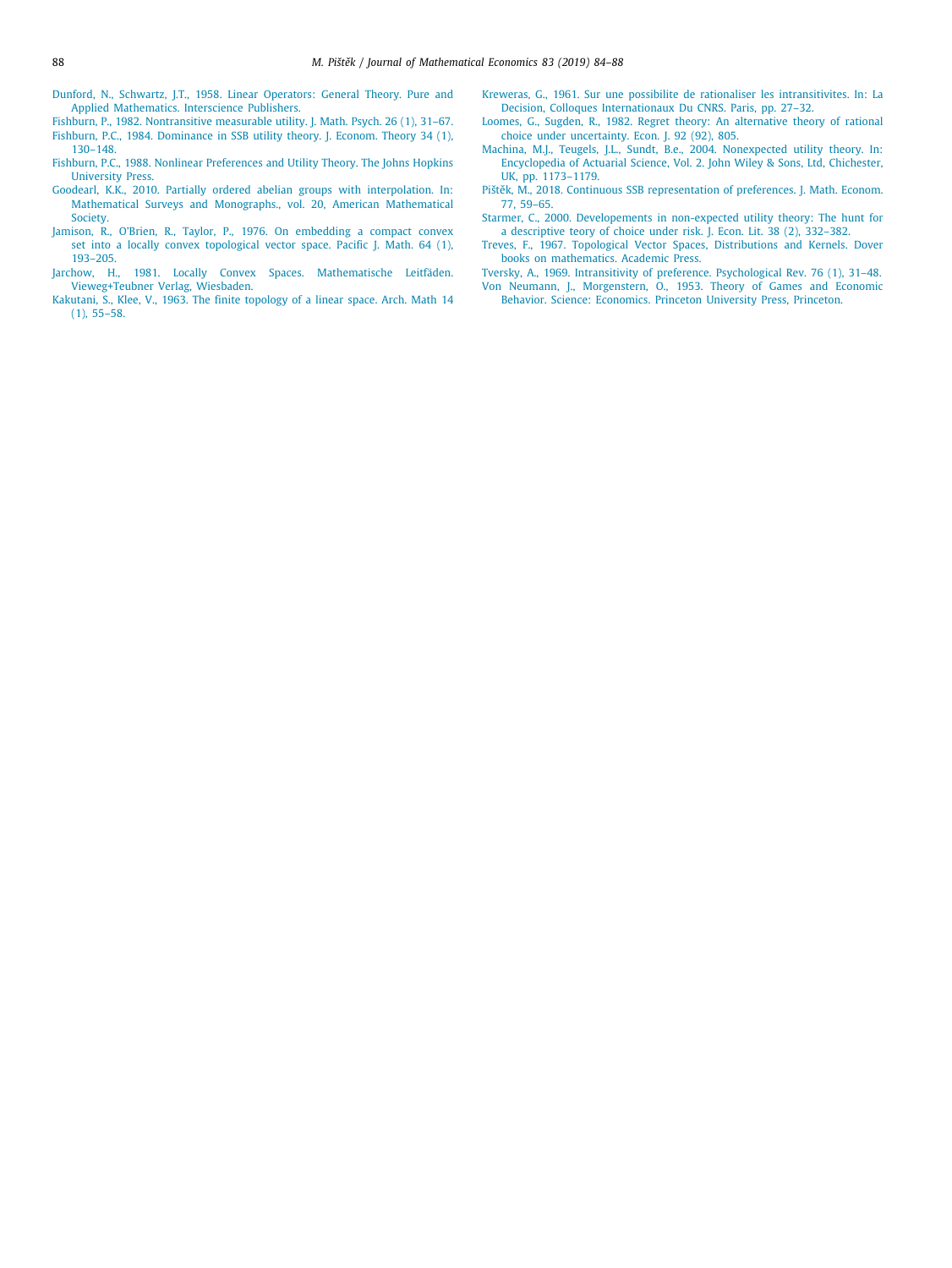Dunford, N., Schwartz, J.T., 1958. Linear Operators: General Theory. Pure and Applied Mathematics. Interscience Publishers.

Fishburn, P., 1982. Nontransitive measurable utility. J. Math. Psych. 26 (1), 31–67.

Fishburn, P.C., 1984. Dominance in SSB utility theory. J. Econom. Theory 34 (1), 130–148.

Fishburn, P.C., 1988. Nonlinear Preferences and Utility Theory. The Johns Hopkins University Press.

Goodearl, K.K., 2010. Partially ordered abelian groups with interpolation. In: Mathematical Surveys and Monographs., vol. 20, American Mathematical Society.

Jamison, R., O'Brien, R., Taylor, P., 1976. On embedding a compact convex set into a locally convex topological vector space. Pacific J. Math. 64 (1), 193–205.

Jarchow, H., 1981. Locally Convex Spaces. Mathematische Leitfäden. Vieweg+Teubner Verlag, Wiesbaden.

Kakutani, S., Klee, V., 1963. The finite topology of a linear space. Arch. Math 14 (1), 55–58.

Kreweras, G., 1961. Sur une possibilite de rationaliser les intransitivites. In: La Decision, Colloques Internationaux Du CNRS. Paris, pp. 27–32.

Loomes, G., Sugden, R., 1982. Regret theory: An alternative theory of rational choice under uncertainty. Econ. J. 92 (92), 805.

Machina, M.J., Teugels, J.L., Sundt, B.e., 2004. Nonexpected utility theory. In: Encyclopedia of Actuarial Science, Vol. 2. John Wiley & Sons, Ltd, Chichester, UK, pp. 1173–1179.

Pištěk, M., 2018. Continuous SSB representation of preferences. J. Math. Econom. 77, 59–65.

Starmer, C., 2000. Developements in non-expected utility theory: The hunt for a descriptive teory of choice under risk. J. Econ. Lit. 38 (2), 332–382.

Treves, F., 1967. Topological Vector Spaces, Distributions and Kernels. Dover books on mathematics. Academic Press.

Tversky, A., 1969. Intransitivity of preference. Psychological Rev. 76 (1), 31–48.

Von Neumann, J., Morgenstern, O., 1953. Theory of Games and Economic Behavior. Science: Economics. Princeton University Press, Princeton.